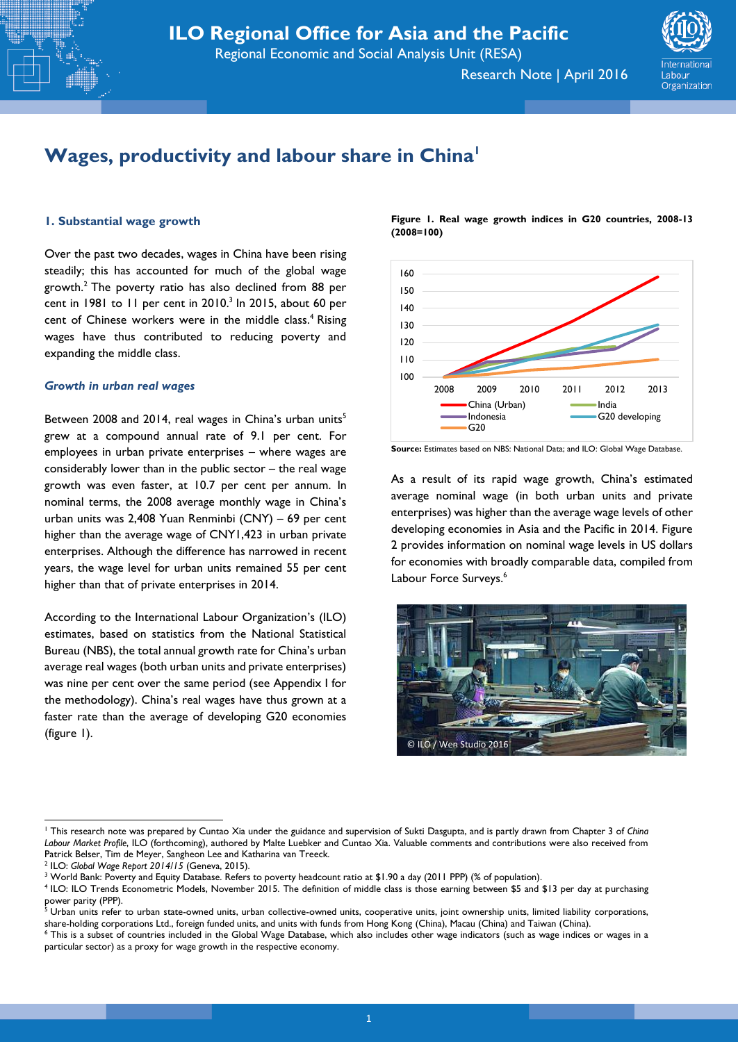# Wages, productivity and labour share in China[1]

## 1. Substantial wage growth

Over the past two decades, wages in China have been rising steadily; this has accounted for much of the global wage growth.[2] The poverty ratio has also declined from 88 per cent in 1981 to 11 per cent in 2010.[3] In 2015, about 60 per cent of Chinese workers were in the middle class.[4] Rising wages have thus contributed to reducing poverty and expanding the middle class.

### *Growth in urban real wages*

Between 2008 and 2014, real wages in China's urban units[5] grew at a compound annual rate of 9.1 per cent. For employees in urban private enterprises – where wages are considerably lower than in the public sector – the real wage growth was even faster, at 10.7 per cent per annum. In nominal terms, the 2008 average monthly wage in China's urban units was 2,408 Yuan Renminbi (CNY) – 69 per cent higher than the average wage of CNY1,423 in urban private enterprises. Although the difference has narrowed in recent years, the wage level for urban units remained 55 per cent higher than that of private enterprises in 2014.

According to the International Labour Organization's (ILO) estimates, based on statistics from the National Statistical Bureau (NBS), the total annual growth rate for China's urban average real wages (both urban units and private enterprises) was nine per cent over the same period (see Appendix I for the methodology). China's real wages have thus grown at a faster rate than the average of developing G20 economies (figure 1).

**Figure 1. Real wage growth indices in G20 countries, 2008-13 (2008=100)**

**Source:** Estimates based on NBS: National Data; and ILO: Global Wage Database.

As a result of its rapid wage growth, China's estimated average nominal wage (in both urban units and private enterprises) was higher than the average wage levels of other developing economies in Asia and the Pacific in 2014. Figure 2 provides information on nominal wage levels in US dollars for economies with broadly comparable data, compiled from Labour Force Surveys.[6]

© ILO / Wen Studio 2016

---

[1] This research note was prepared by Cuntao Xia under the guidance and supervision of Sukti Dasgupta, and is partly drawn from Chapter 3 of *China Labour Market Profile*, ILO (forthcoming), authored by Malte Luebker and Cuntao Xia. Valuable comments and contributions were also received from Patrick Belser, Tim de Meyer, Sangheon Lee and Katharina van Treeck.

[2] ILO: *Global Wage Report 2014/15* (Geneva, 2015).

[3] World Bank: Poverty and Equity Database. Refers to poverty headcount ratio at $1.90 a day (2011 PPP) (% of population).

[4] ILO: ILO Trends Econometric Models, November 2015. The definition of middle class is those earning between $5 and $13 per day at purchasing power parity (PPP).

[5] Urban units refer to urban state-owned units, urban collective-owned units, cooperative units, joint ownership units, limited liability corporations, share-holding corporations Ltd., foreign funded units, and units with funds from Hong Kong (China), Macau (China) and Taiwan (China).

[6] This is a subset of countries included in the Global Wage Database, which also includes other wage indicators (such as wage indices or wages in a particular sector) as a proxy for wage growth in the respective economy.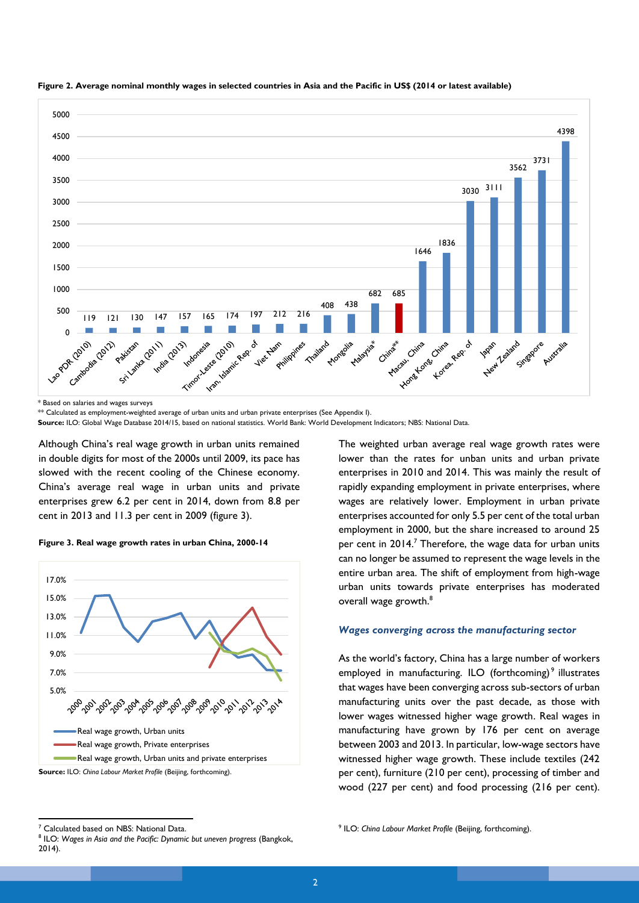**Figure 2. Average nominal monthly wages in selected countries in Asia and the Pacific in US$ (2014 or latest available)**

| Country | US$ |
|---|---|
| Lao PDR (2010) | 119 |
| Cambodia (2012) | 121 |
| Pakistan | 130 |
| Sri Lanka (2011) | 147 |
| India (2013) | 157 |
| Indonesia | 165 |
| Timor-Leste (2010) | 174 |
| Iran, Islamic Rep. of | 197 |
| Viet Nam | 212 |
| Philippines | 216 |
| Thailand | 408 |
| Mongolia | 438 |
| Malaysia* | 682 |
| China** | 685 |
| Macau, China | 1646 |
| Hong Kong, China | 1836 |
| Korea, Rep. of | 3030 |
| Japan | 3111 |
| New Zealand | 3562 |
| Singapore | 3731 |
| Australia | 4398 |

\* Based on salaries and wages surveys

\*\* Calculated as employment-weighted average of urban units and urban private enterprises (See Appendix I).

**Source:** ILO: Global Wage Database 2014/15, based on national statistics. World Bank: World Development Indicators; NBS: National Data.

Although China's real wage growth in urban units remained in double digits for most of the 2000s until 2009, its pace has slowed with the recent cooling of the Chinese economy. China's average real wage in urban units and private enterprises grew 6.2 per cent in 2014, down from 8.8 per cent in 2013 and 11.3 per cent in 2009 (figure 3).

**Figure 3. Real wage growth rates in urban China, 2000-14**

Legend: Real wage growth, Urban units; Real wage growth, Private enterprises; Real wage growth, Urban units and private enterprises

**Source:** ILO: *China Labour Market Profile* (Beijing, forthcoming).

The weighted urban average real wage growth rates were lower than the rates for urban units and urban private enterprises in 2010 and 2014. This was mainly the result of rapidly expanding employment in private enterprises, where wages are relatively lower. Employment in urban private enterprises accounted for only 5.5 per cent of the total urban employment in 2000, but the share increased to around 25 per cent in 2014.[7] Therefore, the wage data for urban units can no longer be assumed to represent the wage levels in the entire urban area. The shift of employment from high-wage urban units towards private enterprises has moderated overall wage growth.[8]

### *Wages converging across the manufacturing sector*

As the world's factory, China has a large number of workers employed in manufacturing. ILO (forthcoming)[9] illustrates that wages have been converging across sub-sectors of urban manufacturing units over the past decade, as those with lower wages witnessed higher wage growth. Real wages in manufacturing have grown by 176 per cent on average between 2003 and 2013. In particular, low-wage sectors have witnessed higher wage growth. These include textiles (242 per cent), furniture (210 per cent), processing of timber and wood (227 per cent) and food processing (216 per cent).

---

[7] Calculated based on NBS: National Data.

[8] ILO: *Wages in Asia and the Pacific: Dynamic but uneven progress* (Bangkok, 2014).

[9] ILO: *China Labour Market Profile* (Beijing, forthcoming).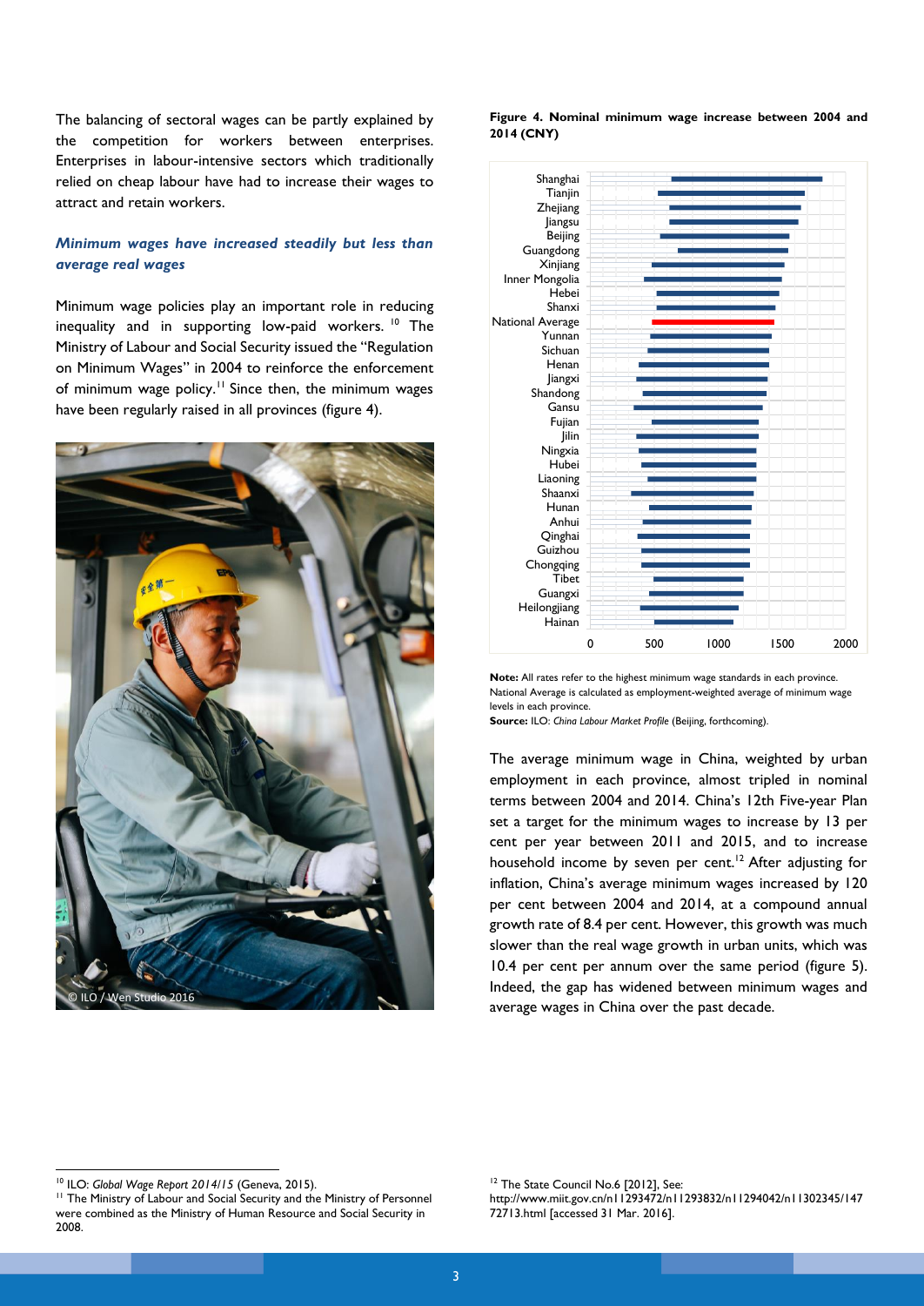The balancing of sectoral wages can be partly explained by the competition for workers between enterprises. Enterprises in labour-intensive sectors which traditionally relied on cheap labour have had to increase their wages to attract and retain workers.

### *Minimum wages have increased steadily but less than average real wages*

Minimum wage policies play an important role in reducing inequality and in supporting low-paid workers. [10] The Ministry of Labour and Social Security issued the "Regulation on Minimum Wages" in 2004 to reinforce the enforcement of minimum wage policy.[11] Since then, the minimum wages have been regularly raised in all provinces (figure 4).

© ILO / Wen Studio 2016

**Figure 4. Nominal minimum wage increase between 2004 and 2014 (CNY)**

Provinces shown (top to bottom): Shanghai, Tianjin, Zhejiang, Jiangsu, Beijing, Guangdong, Xinjiang, Inner Mongolia, Hebei, Shanxi, National Average, Yunnan, Sichuan, Henan, Jiangxi, Shandong, Gansu, Fujian, Jilin, Ningxia, Hubei, Liaoning, Shaanxi, Hunan, Anhui, Qinghai, Guizhou, Chongqing, Tibet, Guangxi, Heilongjiang, Hainan. Axis: 0, 500, 1000, 1500, 2000.

**Note:** All rates refer to the highest minimum wage standards in each province. National Average is calculated as employment-weighted average of minimum wage levels in each province.
**Source:** ILO: *China Labour Market Profile* (Beijing, forthcoming).

The average minimum wage in China, weighted by urban employment in each province, almost tripled in nominal terms between 2004 and 2014. China's 12th Five-year Plan set a target for the minimum wages to increase by 13 per cent per year between 2011 and 2015, and to increase household income by seven per cent.[12] After adjusting for inflation, China's average minimum wages increased by 120 per cent between 2004 and 2014, at a compound annual growth rate of 8.4 per cent. However, this growth was much slower than the real wage growth in urban units, which was 10.4 per cent per annum over the same period (figure 5). Indeed, the gap has widened between minimum wages and average wages in China over the past decade.

---

[10] ILO: *Global Wage Report 2014/15* (Geneva, 2015).
[11] The Ministry of Labour and Social Security and the Ministry of Personnel were combined as the Ministry of Human Resource and Social Security in 2008.
[12] The State Council No.6 [2012], See: http://www.miit.gov.cn/n11293472/n11293832/n11294042/n11302345/14772713.html [accessed 31 Mar. 2016].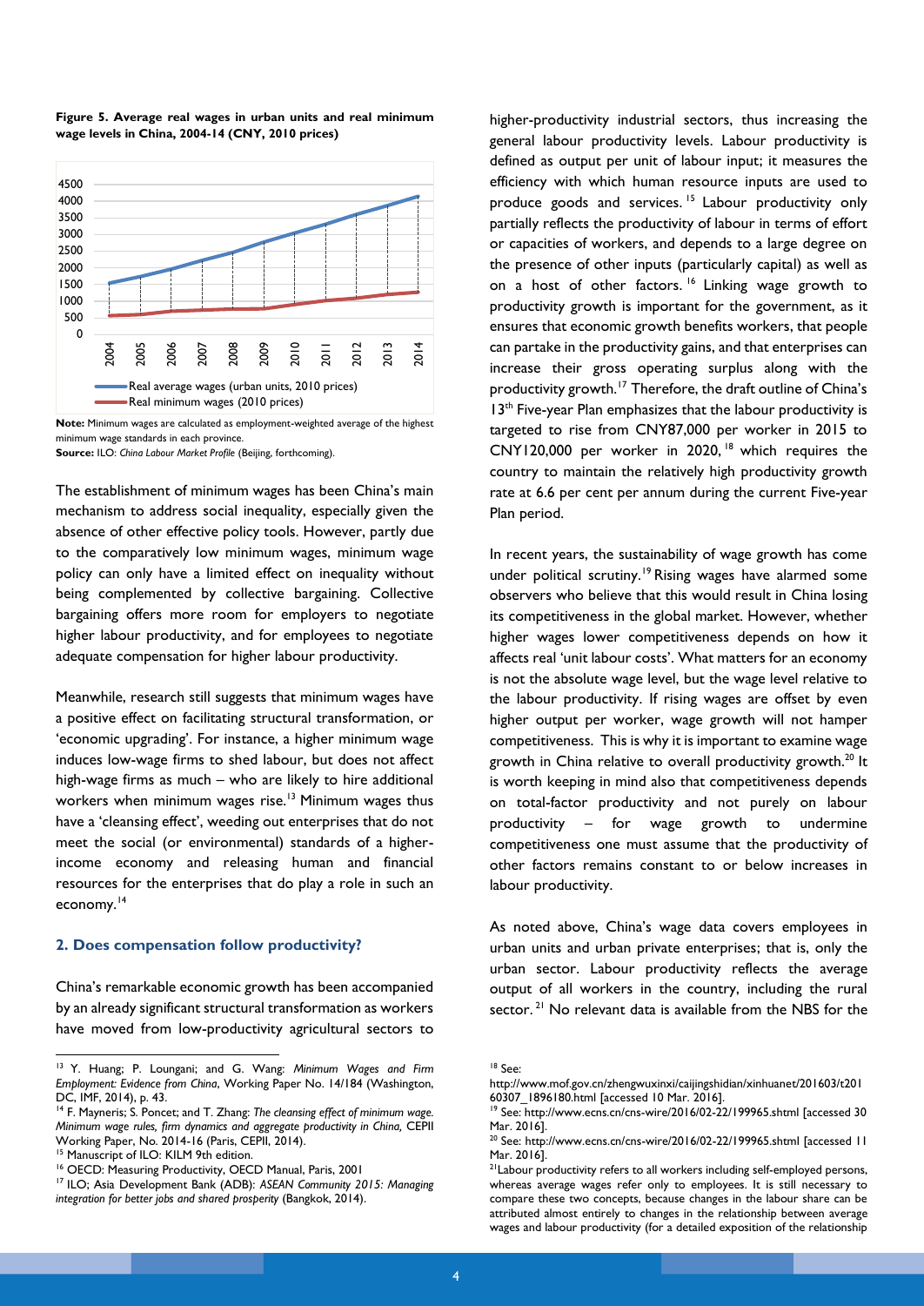**Figure 5. Average real wages in urban units and real minimum wage levels in China, 2004-14 (CNY, 2010 prices)**

**Note:** Minimum wages are calculated as employment-weighted average of the highest minimum wage standards in each province.
**Source:** ILO: *China Labour Market Profile* (Beijing, forthcoming).

The establishment of minimum wages has been China's main mechanism to address social inequality, especially given the absence of other effective policy tools. However, partly due to the comparatively low minimum wages, minimum wage policy can only have a limited effect on inequality without being complemented by collective bargaining. Collective bargaining offers more room for employers to negotiate higher labour productivity, and for employees to negotiate adequate compensation for higher labour productivity.

Meanwhile, research still suggests that minimum wages have a positive effect on facilitating structural transformation, or 'economic upgrading'. For instance, a higher minimum wage induces low-wage firms to shed labour, but does not affect high-wage firms as much – who are likely to hire additional workers when minimum wages rise.[13] Minimum wages thus have a 'cleansing effect', weeding out enterprises that do not meet the social (or environmental) standards of a higher-income economy and releasing human and financial resources for the enterprises that do play a role in such an economy.[14]

### 2. Does compensation follow productivity?

China's remarkable economic growth has been accompanied by an already significant structural transformation as workers have moved from low-productivity agricultural sectors to higher-productivity industrial sectors, thus increasing the general labour productivity levels. Labour productivity is defined as output per unit of labour input; it measures the efficiency with which human resource inputs are used to produce goods and services.[15] Labour productivity only partially reflects the productivity of labour in terms of effort or capacities of workers, and depends to a large degree on the presence of other inputs (particularly capital) as well as on a host of other factors.[16] Linking wage growth to productivity growth is important for the government, as it ensures that economic growth benefits workers, that people can partake in the productivity gains, and that enterprises can increase their gross operating surplus along with the productivity growth.[17] Therefore, the draft outline of China's 13th Five-year Plan emphasizes that the labour productivity is targeted to rise from CNY87,000 per worker in 2015 to CNY120,000 per worker in 2020,[18] which requires the country to maintain the relatively high productivity growth rate at 6.6 per cent per annum during the current Five-year Plan period.

In recent years, the sustainability of wage growth has come under political scrutiny.[19] Rising wages have alarmed some observers who believe that this would result in China losing its competitiveness in the global market. However, whether higher wages lower competitiveness depends on how it affects real 'unit labour costs'. What matters for an economy is not the absolute wage level, but the wage level relative to the labour productivity. If rising wages are offset by even higher output per worker, wage growth will not hamper competitiveness. This is why it is important to examine wage growth in China relative to overall productivity growth.[20] It is worth keeping in mind also that competitiveness depends on total-factor productivity and not purely on labour productivity – for wage growth to undermine competitiveness one must assume that the productivity of other factors remains constant to or below increases in labour productivity.

As noted above, China's wage data covers employees in urban units and urban private enterprises; that is, only the urban sector. Labour productivity reflects the average output of all workers in the country, including the rural sector.[21] No relevant data is available from the NBS for the

---

[13] Y. Huang; P. Loungani; and G. Wang: *Minimum Wages and Firm Employment: Evidence from China*, Working Paper No. 14/184 (Washington, DC, IMF, 2014), p. 43.

[14] F. Mayneris; S. Poncet; and T. Zhang: *The cleansing effect of minimum wage. Minimum wage rules, firm dynamics and aggregate productivity in China,* CEPII Working Paper, No. 2014-16 (Paris, CEPII, 2014).

[15] Manuscript of ILO: KILM 9th edition.

[16] OECD: Measuring Productivity, OECD Manual, Paris, 2001

[17] ILO; Asia Development Bank (ADB): *ASEAN Community 2015: Managing integration for better jobs and shared prosperity* (Bangkok, 2014).

[18] See: http://www.mof.gov.cn/zhengwuxinxi/caijingshidian/xinhuanet/201603/t20160307_1896180.html [accessed 10 Mar. 2016].

[19] See: http://www.ecns.cn/cns-wire/2016/02-22/199965.shtml [accessed 30 Mar. 2016].

[20] See: http://www.ecns.cn/cns-wire/2016/02-22/199965.shtml [accessed 11 Mar. 2016].

[21] Labour productivity refers to all workers including self-employed persons, whereas average wages refer only to employees. It is still necessary to compare these two concepts, because changes in the labour share can be attributed almost entirely to changes in the relationship between average wages and labour productivity (for a detailed exposition of the relationship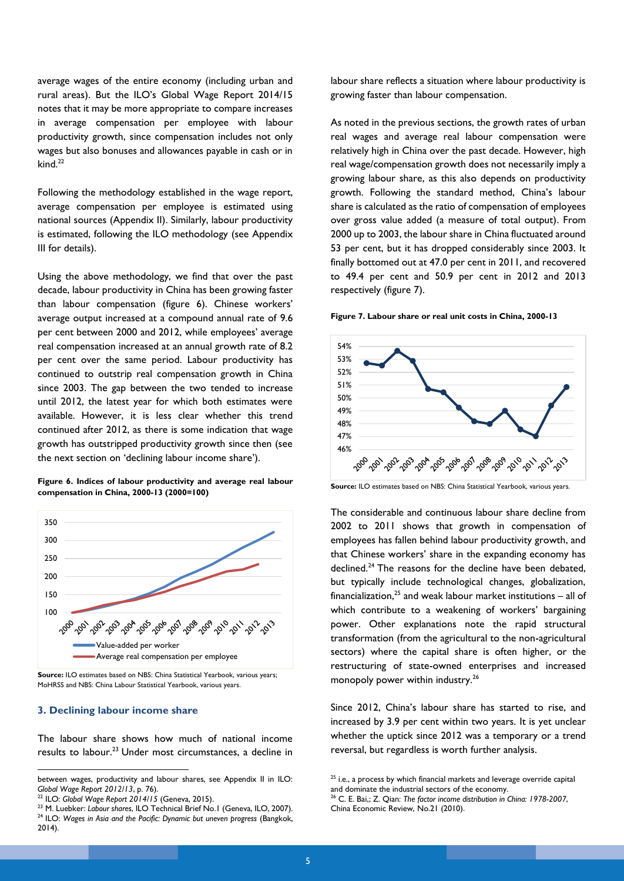average wages of the entire economy (including urban and rural areas). But the ILO's Global Wage Report 2014/15 notes that it may be more appropriate to compare increases in average compensation per employee with labour productivity growth, since compensation includes not only wages but also bonuses and allowances payable in cash or in kind.[22]

Following the methodology established in the wage report, average compensation per employee is estimated using national sources (Appendix II). Similarly, labour productivity is estimated, following the ILO methodology (see Appendix III for details).

Using the above methodology, we find that over the past decade, labour productivity in China has been growing faster than labour compensation (figure 6). Chinese workers' average output increased at a compound annual rate of 9.6 per cent between 2000 and 2012, while employees' average real compensation increased at an annual growth rate of 8.2 per cent over the same period. Labour productivity has continued to outstrip real compensation growth in China since 2003. The gap between the two tended to increase until 2012, the latest year for which both estimates were available. However, it is less clear whether this trend continued after 2012, as there is some indication that wage growth has outstripped productivity growth since then (see the next section on 'declining labour income share').

**Figure 6. Indices of labour productivity and average real labour compensation in China, 2000-13 (2000=100)**

**Source:** ILO estimates based on NBS: China Statistical Yearbook, various years; MoHRSS and NBS: China Labour Statistical Yearbook, various years.

### 3. Declining labour income share

The labour share shows how much of national income results to labour.[23] Under most circumstances, a decline in labour share reflects a situation where labour productivity is growing faster than labour compensation.

As noted in the previous sections, the growth rates of urban real wages and average real labour compensation were relatively high in China over the past decade. However, high real wage/compensation growth does not necessarily imply a growing labour share, as this also depends on productivity growth. Following the standard method, China's labour share is calculated as the ratio of compensation of employees over gross value added (a measure of total output). From 2000 up to 2003, the labour share in China fluctuated around 53 per cent, but it has dropped considerably since 2003. It finally bottomed out at 47.0 per cent in 2011, and recovered to 49.4 per cent and 50.9 per cent in 2012 and 2013 respectively (figure 7).

**Figure 7. Labour share or real unit costs in China, 2000-13**

**Source:** ILO estimates based on NBS: China Statistical Yearbook, various years.

The considerable and continuous labour share decline from 2002 to 2011 shows that growth in compensation of employees has fallen behind labour productivity growth, and that Chinese workers' share in the expanding economy has declined.[24] The reasons for the decline have been debated, but typically include technological changes, globalization, financialization,[25] and weak labour market institutions – all of which contribute to a weakening of workers' bargaining power. Other explanations note the rapid structural transformation (from the agricultural to the non-agricultural sectors) where the capital share is often higher, or the restructuring of state-owned enterprises and increased monopoly power within industry.[26]

Since 2012, China's labour share has started to rise, and increased by 3.9 per cent within two years. It is yet unclear whether the uptick since 2012 was a temporary or a trend reversal, but regardless is worth further analysis.

---

between wages, productivity and labour shares, see Appendix II in ILO: *Global Wage Report 2012/13*, p. 76).

[22] ILO: *Global Wage Report 2014/15* (Geneva, 2015).

[23] M. Luebker: *Labour shares*, ILO Technical Brief No.1 (Geneva, ILO, 2007).

[24] ILO: *Wages in Asia and the Pacific: Dynamic but uneven progress* (Bangkok, 2014).

[25] i.e., a process by which financial markets and leverage override capital and dominate the industrial sectors of the economy.

[26] C. E. Bai,; Z. Qian: *The factor income distribution in China: 1978-2007*, China Economic Review, No.21 (2010).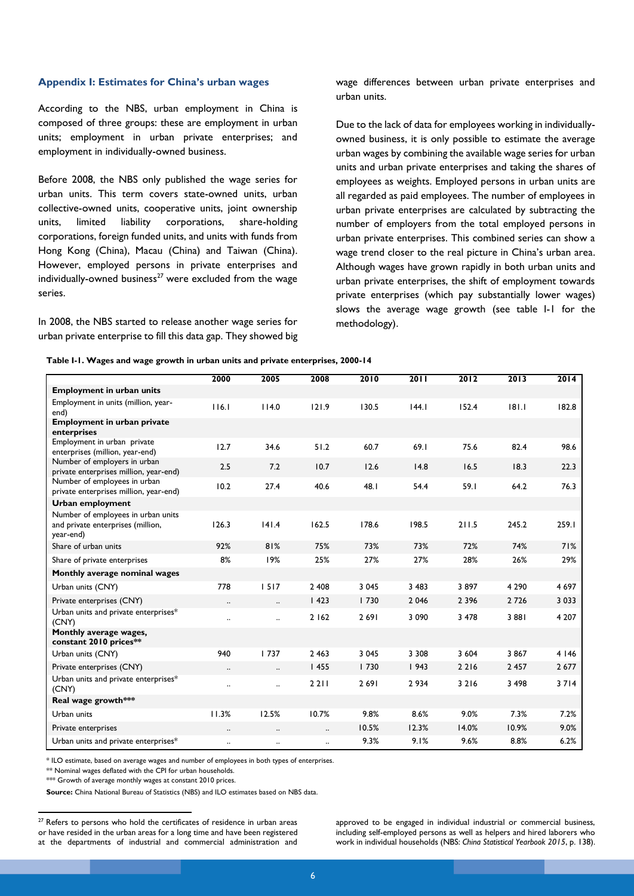### Appendix I: Estimates for China's urban wages

According to the NBS, urban employment in China is composed of three groups: these are employment in urban units; employment in urban private enterprises; and employment in individually-owned business.

Before 2008, the NBS only published the wage series for urban units. This term covers state-owned units, urban collective-owned units, cooperative units, joint ownership units, limited liability corporations, share-holding corporations, foreign funded units, and units with funds from Hong Kong (China), Macau (China) and Taiwan (China). However, employed persons in private enterprises and individually-owned business[27] were excluded from the wage series.

In 2008, the NBS started to release another wage series for urban private enterprise to fill this data gap. They showed big wage differences between urban private enterprises and urban units.

Due to the lack of data for employees working in individually-owned business, it is only possible to estimate the average urban wages by combining the available wage series for urban units and urban private enterprises and taking the shares of employees as weights. Employed persons in urban units are all regarded as paid employees. The number of employees in urban private enterprises are calculated by subtracting the number of employers from the total employed persons in urban private enterprises. This combined series can show a wage trend closer to the real picture in China's urban area. Although wages have grown rapidly in both urban units and urban private enterprises, the shift of employment towards private enterprises (which pay substantially lower wages) slows the average wage growth (see table I-1 for the methodology).

**Table I-1. Wages and wage growth in urban units and private enterprises, 2000-14**

| | 2000 | 2005 | 2008 | 2010 | 2011 | 2012 | 2013 | 2014 |
|---|---|---|---|---|---|---|---|---|
| **Employment in urban units** | | | | | | | | |
| Employment in units (million, year-end) | 116.1 | 114.0 | 121.9 | 130.5 | 144.1 | 152.4 | 181.1 | 182.8 |
| **Employment in urban private enterprises** | | | | | | | | |
| Employment in urban private enterprises (million, year-end) | 12.7 | 34.6 | 51.2 | 60.7 | 69.1 | 75.6 | 82.4 | 98.6 |
| Number of employers in urban private enterprises million, year-end) | 2.5 | 7.2 | 10.7 | 12.6 | 14.8 | 16.5 | 18.3 | 22.3 |
| Number of employees in urban private enterprises million, year-end) | 10.2 | 27.4 | 40.6 | 48.1 | 54.4 | 59.1 | 64.2 | 76.3 |
| **Urban employment** | | | | | | | | |
| Number of employees in urban units and private enterprises (million, year-end) | 126.3 | 141.4 | 162.5 | 178.6 | 198.5 | 211.5 | 245.2 | 259.1 |
| Share of urban units | 92% | 81% | 75% | 73% | 73% | 72% | 74% | 71% |
| Share of private enterprises | 8% | 19% | 25% | 27% | 27% | 28% | 26% | 29% |
| **Monthly average nominal wages** | | | | | | | | |
| Urban units (CNY) | 778 | 1 517 | 2 408 | 3 045 | 3 483 | 3 897 | 4 290 | 4 697 |
| Private enterprises (CNY) | .. | .. | 1 423 | 1 730 | 2 046 | 2 396 | 2 726 | 3 033 |
| Urban units and private enterprises* (CNY) | .. | .. | 2 162 | 2 691 | 3 090 | 3 478 | 3 881 | 4 207 |
| **Monthly average wages, constant 2010 prices**** | | | | | | | | |
| Urban units (CNY) | 940 | 1 737 | 2 463 | 3 045 | 3 308 | 3 604 | 3 867 | 4 146 |
| Private enterprises (CNY) | .. | .. | 1 455 | 1 730 | 1 943 | 2 216 | 2 457 | 2 677 |
| Urban units and private enterprises* (CNY) | .. | .. | 2 211 | 2 691 | 2 934 | 3 216 | 3 498 | 3 714 |
| **Real wage growth***** | | | | | | | | |
| Urban units | 11.3% | 12.5% | 10.7% | 9.8% | 8.6% | 9.0% | 7.3% | 7.2% |
| Private enterprises | .. | .. | .. | 10.5% | 12.3% | 14.0% | 10.9% | 9.0% |
| Urban units and private enterprises* | .. | .. | .. | 9.3% | 9.1% | 9.6% | 8.8% | 6.2% |

\* ILO estimate, based on average wages and number of employees in both types of enterprises.

** Nominal wages deflated with the CPI for urban households.

*** Growth of average monthly wages at constant 2010 prices.

**Source:** China National Bureau of Statistics (NBS) and ILO estimates based on NBS data.

[27] Refers to persons who hold the certificates of residence in urban areas or have resided in the urban areas for a long time and have been registered at the departments of industrial and commercial administration and approved to be engaged in individual industrial or commercial business, including self-employed persons as well as helpers and hired laborers who work in individual households (NBS: *China Statistical Yearbook 2015*, p. 138).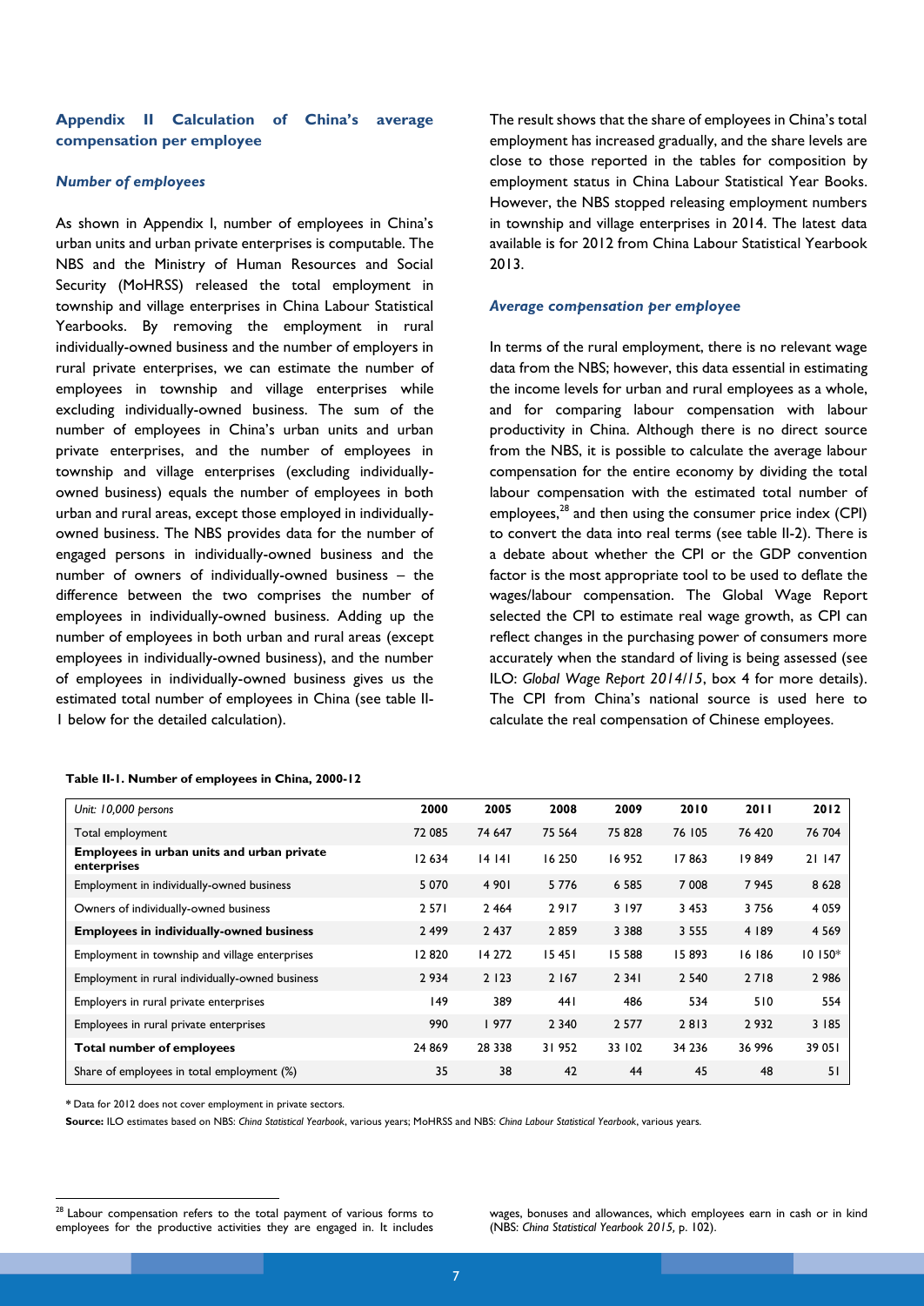## Appendix II Calculation of China's average compensation per employee

### *Number of employees*

As shown in Appendix I, number of employees in China's urban units and urban private enterprises is computable. The NBS and the Ministry of Human Resources and Social Security (MoHRSS) released the total employment in township and village enterprises in China Labour Statistical Yearbooks. By removing the employment in rural individually-owned business and the number of employers in rural private enterprises, we can estimate the number of employees in township and village enterprises while excluding individually-owned business. The sum of the number of employees in China's urban units and urban private enterprises, and the number of employees in township and village enterprises (excluding individually-owned business) equals the number of employees in both urban and rural areas, except those employed in individually-owned business. The NBS provides data for the number of engaged persons in individually-owned business and the number of owners of individually-owned business – the difference between the two comprises the number of employees in individually-owned business. Adding up the number of employees in both urban and rural areas (except employees in individually-owned business), and the number of employees in individually-owned business gives us the estimated total number of employees in China (see table II-1 below for the detailed calculation).

The result shows that the share of employees in China's total employment has increased gradually, and the share levels are close to those reported in the tables for composition by employment status in China Labour Statistical Year Books. However, the NBS stopped releasing employment numbers in township and village enterprises in 2014. The latest data available is for 2012 from China Labour Statistical Yearbook 2013.

### *Average compensation per employee*

In terms of the rural employment, there is no relevant wage data from the NBS; however, this data essential in estimating the income levels for urban and rural employees as a whole, and for comparing labour compensation with labour productivity in China. Although there is no direct source from the NBS, it is possible to calculate the average labour compensation for the entire economy by dividing the total labour compensation with the estimated total number of employees,[28] and then using the consumer price index (CPI) to convert the data into real terms (see table II-2). There is a debate about whether the CPI or the GDP convention factor is the most appropriate tool to be used to deflate the wages/labour compensation. The Global Wage Report selected the CPI to estimate real wage growth, as CPI can reflect changes in the purchasing power of consumers more accurately when the standard of living is being assessed (see ILO: *Global Wage Report 2014/15*, box 4 for more details). The CPI from China's national source is used here to calculate the real compensation of Chinese employees.

**Table II-1. Number of employees in China, 2000-12**

| *Unit: 10,000 persons* | 2000 | 2005 | 2008 | 2009 | 2010 | 2011 | 2012 |
|---|---|---|---|---|---|---|---|
| Total employment | 72 085 | 74 647 | 75 564 | 75 828 | 76 105 | 76 420 | 76 704 |
| **Employees in urban units and urban private enterprises** | 12 634 | 14 141 | 16 250 | 16 952 | 17 863 | 19 849 | 21 147 |
| Employment in individually-owned business | 5 070 | 4 901 | 5 776 | 6 585 | 7 008 | 7 945 | 8 628 |
| Owners of individually-owned business | 2 571 | 2 464 | 2 917 | 3 197 | 3 453 | 3 756 | 4 059 |
| **Employees in individually-owned business** | 2 499 | 2 437 | 2 859 | 3 388 | 3 555 | 4 189 | 4 569 |
| Employment in township and village enterprises | 12 820 | 14 272 | 15 451 | 15 588 | 15 893 | 16 186 | 10 150* |
| Employment in rural individually-owned business | 2 934 | 2 123 | 2 167 | 2 341 | 2 540 | 2 718 | 2 986 |
| Employers in rural private enterprises | 149 | 389 | 441 | 486 | 534 | 510 | 554 |
| Employees in rural private enterprises | 990 | 1 977 | 2 340 | 2 577 | 2 813 | 2 932 | 3 185 |
| **Total number of employees** | 24 869 | 28 338 | 31 952 | 33 102 | 34 236 | 36 996 | 39 051 |
| Share of employees in total employment (%) | 35 | 38 | 42 | 44 | 45 | 48 | 51 |

\* Data for 2012 does not cover employment in private sectors.

**Source:** ILO estimates based on NBS: *China Statistical Yearbook*, various years; MoHRSS and NBS: *China Labour Statistical Yearbook*, various years.

[28] Labour compensation refers to the total payment of various forms to employees for the productive activities they are engaged in. It includes wages, bonuses and allowances, which employees earn in cash or in kind (NBS: *China Statistical Yearbook 2015*, p. 102).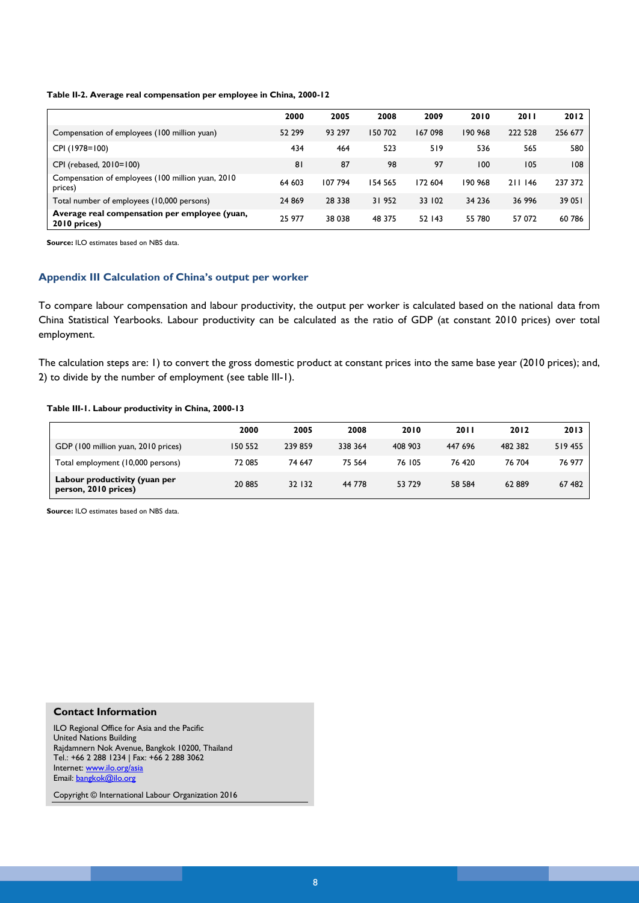**Table II-2. Average real compensation per employee in China, 2000-12**

| | 2000 | 2005 | 2008 | 2009 | 2010 | 2011 | 2012 |
|---|---|---|---|---|---|---|---|
| Compensation of employees (100 million yuan) | 52 299 | 93 297 | 150 702 | 167 098 | 190 968 | 222 528 | 256 677 |
| CPI (1978=100) | 434 | 464 | 523 | 519 | 536 | 565 | 580 |
| CPI (rebased, 2010=100) | 81 | 87 | 98 | 97 | 100 | 105 | 108 |
| Compensation of employees (100 million yuan, 2010 prices) | 64 603 | 107 794 | 154 565 | 172 604 | 190 968 | 211 146 | 237 372 |
| Total number of employees (10,000 persons) | 24 869 | 28 338 | 31 952 | 33 102 | 34 236 | 36 996 | 39 051 |
| **Average real compensation per employee (yuan, 2010 prices)** | 25 977 | 38 038 | 48 375 | 52 143 | 55 780 | 57 072 | 60 786 |

**Source:** ILO estimates based on NBS data.

## Appendix III Calculation of China's output per worker

To compare labour compensation and labour productivity, the output per worker is calculated based on the national data from China Statistical Yearbooks. Labour productivity can be calculated as the ratio of GDP (at constant 2010 prices) over total employment.

The calculation steps are: 1) to convert the gross domestic product at constant prices into the same base year (2010 prices); and, 2) to divide by the number of employment (see table III-1).

**Table III-1. Labour productivity in China, 2000-13**

| | 2000 | 2005 | 2008 | 2010 | 2011 | 2012 | 2013 |
|---|---|---|---|---|---|---|---|
| GDP (100 million yuan, 2010 prices) | 150 552 | 239 859 | 338 364 | 408 903 | 447 696 | 482 382 | 519 455 |
| Total employment (10,000 persons) | 72 085 | 74 647 | 75 564 | 76 105 | 76 420 | 76 704 | 76 977 |
| **Labour productivity (yuan per person, 2010 prices)** | 20 885 | 32 132 | 44 778 | 53 729 | 58 584 | 62 889 | 67 482 |

**Source:** ILO estimates based on NBS data.

**Contact Information**

ILO Regional Office for Asia and the Pacific
United Nations Building
Rajdamnern Nok Avenue, Bangkok 10200, Thailand
Tel.: +66 2 288 1234 | Fax: +66 2 288 3062
Internet: www.ilo.org/asia
Email: bangkok@ilo.org

Copyright © International Labour Organization 2016